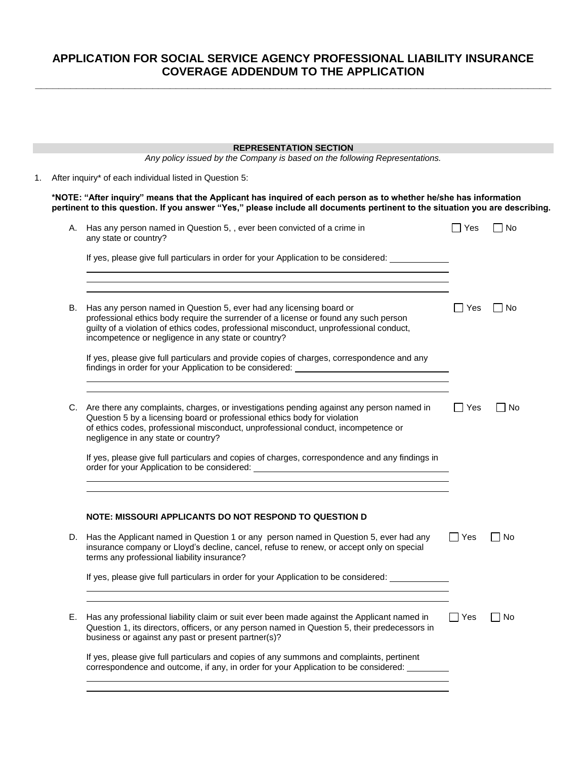# APPLICATION FOR SOCIAL SERVICE AGENCY PROFESSIONAL LIABILITY INSURANCE COVERAGE ADDENDUM TO THE APPLICATION

## REPRESENTATION SECTION

*Any policy issued by the Company is based on the following Representations.*

1. After inquiry* of each individual listed in Question 5:

**\*NOTE: "After inquiry" means that the Applicant has inquired of each person as to whether he/she has information pertinent to this question. If you answer "Yes," please include all documents pertinent to the situation you are describing.**

A. Has any person named in Question 5, , ever been convicted of a crime in any state or country? ☐ Yes ☐ No

If yes, please give full particulars in order for your Application to be considered: ____________

B. Has any person named in Question 5, ever had any licensing board or professional ethics body require the surrender of a license or found any such person guilty of a violation of ethics codes, professional misconduct, unprofessional conduct, incompetence or negligence in any state or country? ☐ Yes ☐ No

If yes, please give full particulars and provide copies of charges, correspondence and any findings in order for your Application to be considered: ____________

C. Are there any complaints, charges, or investigations pending against any person named in Question 5 by a licensing board or professional ethics body for violation of ethics codes, professional misconduct, unprofessional conduct, incompetence or negligence in any state or country? ☐ Yes ☐ No

If yes, please give full particulars and copies of charges, correspondence and any findings in order for your Application to be considered: ____________

**NOTE: MISSOURI APPLICANTS DO NOT RESPOND TO QUESTION D**

D. Has the Applicant named in Question 1 or any person named in Question 5, ever had any insurance company or Lloyd's decline, cancel, refuse to renew, or accept only on special terms any professional liability insurance? ☐ Yes ☐ No

If yes, please give full particulars in order for your Application to be considered: ____________

E. Has any professional liability claim or suit ever been made against the Applicant named in Question 1, its directors, officers, or any person named in Question 5, their predecessors in business or against any past or present partner(s)? ☐ Yes ☐ No

If yes, please give full particulars and copies of any summons and complaints, pertinent correspondence and outcome, if any, in order for your Application to be considered: ____________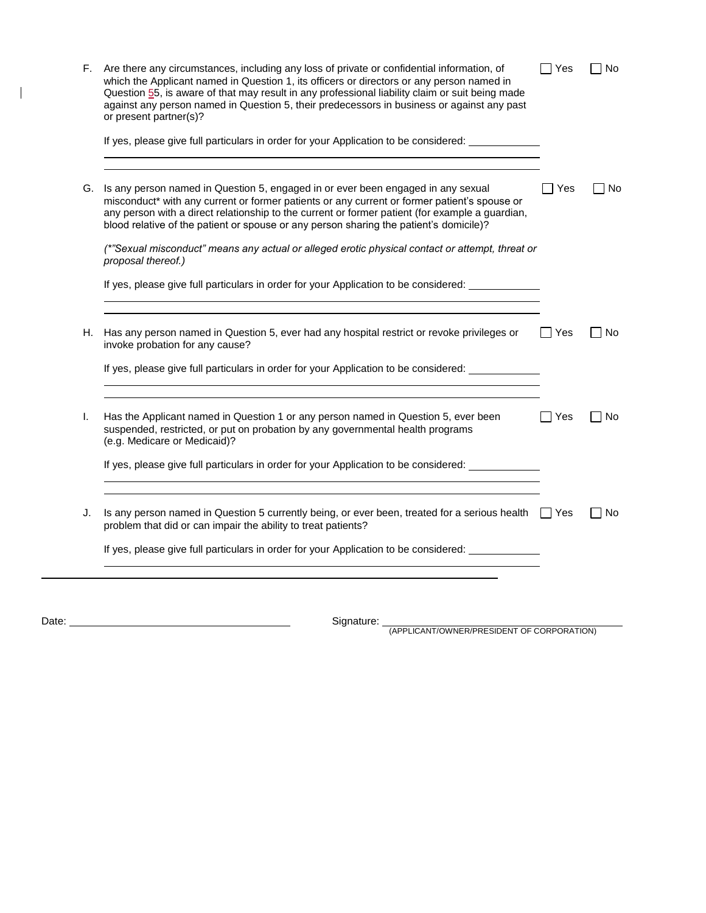F. Are there any circumstances, including any loss of private or confidential information, of which the Applicant named in Question 1, its officers or directors or any person named in Question 55, is aware of that may result in any professional liability claim or suit being made against any person named in Question 5, their predecessors in business or against any past or present partner(s)? ☐ Yes ☐ No

If yes, please give full particulars in order for your Application to be considered: ____________

G. Is any person named in Question 5, engaged in or ever been engaged in any sexual misconduct* with any current or former patients or any current or former patient's spouse or any person with a direct relationship to the current or former patient (for example a guardian, blood relative of the patient or spouse or any person sharing the patient's domicile)? ☐ Yes ☐ No

*(*"Sexual misconduct" means any actual or alleged erotic physical contact or attempt, threat or proposal thereof.)*

If yes, please give full particulars in order for your Application to be considered: ____________

H. Has any person named in Question 5, ever had any hospital restrict or revoke privileges or invoke probation for any cause? ☐ Yes ☐ No

If yes, please give full particulars in order for your Application to be considered: ____________

I. Has the Applicant named in Question 1 or any person named in Question 5, ever been suspended, restricted, or put on probation by any governmental health programs (e.g. Medicare or Medicaid)? ☐ Yes ☐ No

If yes, please give full particulars in order for your Application to be considered: ____________

J. Is any person named in Question 5 currently being, or ever been, treated for a serious health problem that did or can impair the ability to treat patients? ☐ Yes ☐ No

If yes, please give full particulars in order for your Application to be considered: ____________

Date: ______________________ Signature: ______________________
(APPLICANT/OWNER/PRESIDENT OF CORPORATION)